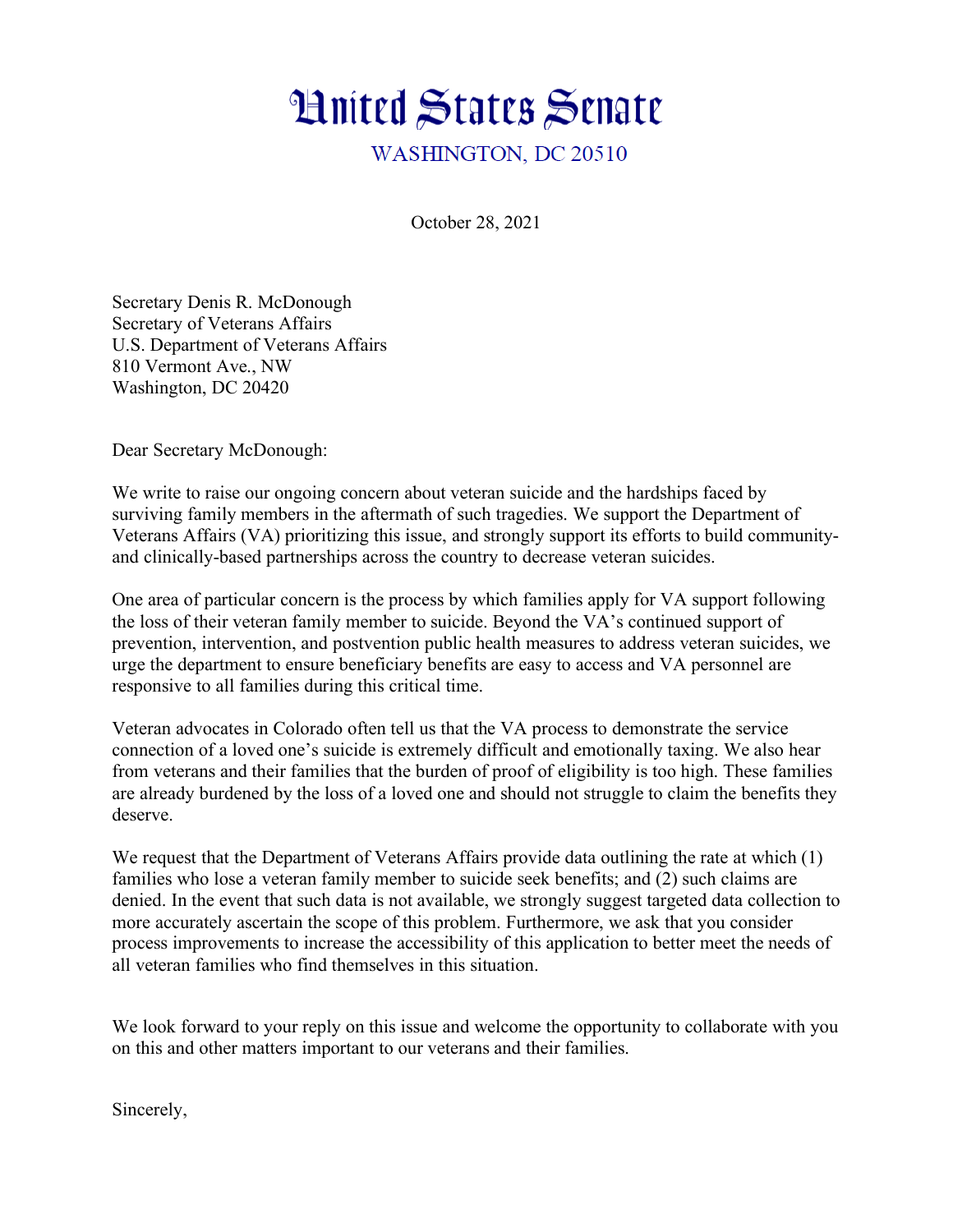# United States Senate

WASHINGTON, DC 20510

October 28, 2021

Secretary Denis R. McDonough
Secretary of Veterans Affairs
U.S. Department of Veterans Affairs
810 Vermont Ave., NW
Washington, DC 20420

Dear Secretary McDonough:

We write to raise our ongoing concern about veteran suicide and the hardships faced by surviving family members in the aftermath of such tragedies. We support the Department of Veterans Affairs (VA) prioritizing this issue, and strongly support its efforts to build community- and clinically-based partnerships across the country to decrease veteran suicides.

One area of particular concern is the process by which families apply for VA support following the loss of their veteran family member to suicide. Beyond the VA's continued support of prevention, intervention, and postvention public health measures to address veteran suicides, we urge the department to ensure beneficiary benefits are easy to access and VA personnel are responsive to all families during this critical time.

Veteran advocates in Colorado often tell us that the VA process to demonstrate the service connection of a loved one's suicide is extremely difficult and emotionally taxing. We also hear from veterans and their families that the burden of proof of eligibility is too high. These families are already burdened by the loss of a loved one and should not struggle to claim the benefits they deserve.

We request that the Department of Veterans Affairs provide data outlining the rate at which (1) families who lose a veteran family member to suicide seek benefits; and (2) such claims are denied. In the event that such data is not available, we strongly suggest targeted data collection to more accurately ascertain the scope of this problem. Furthermore, we ask that you consider process improvements to increase the accessibility of this application to better meet the needs of all veteran families who find themselves in this situation.

We look forward to your reply on this issue and welcome the opportunity to collaborate with you on this and other matters important to our veterans and their families.

Sincerely,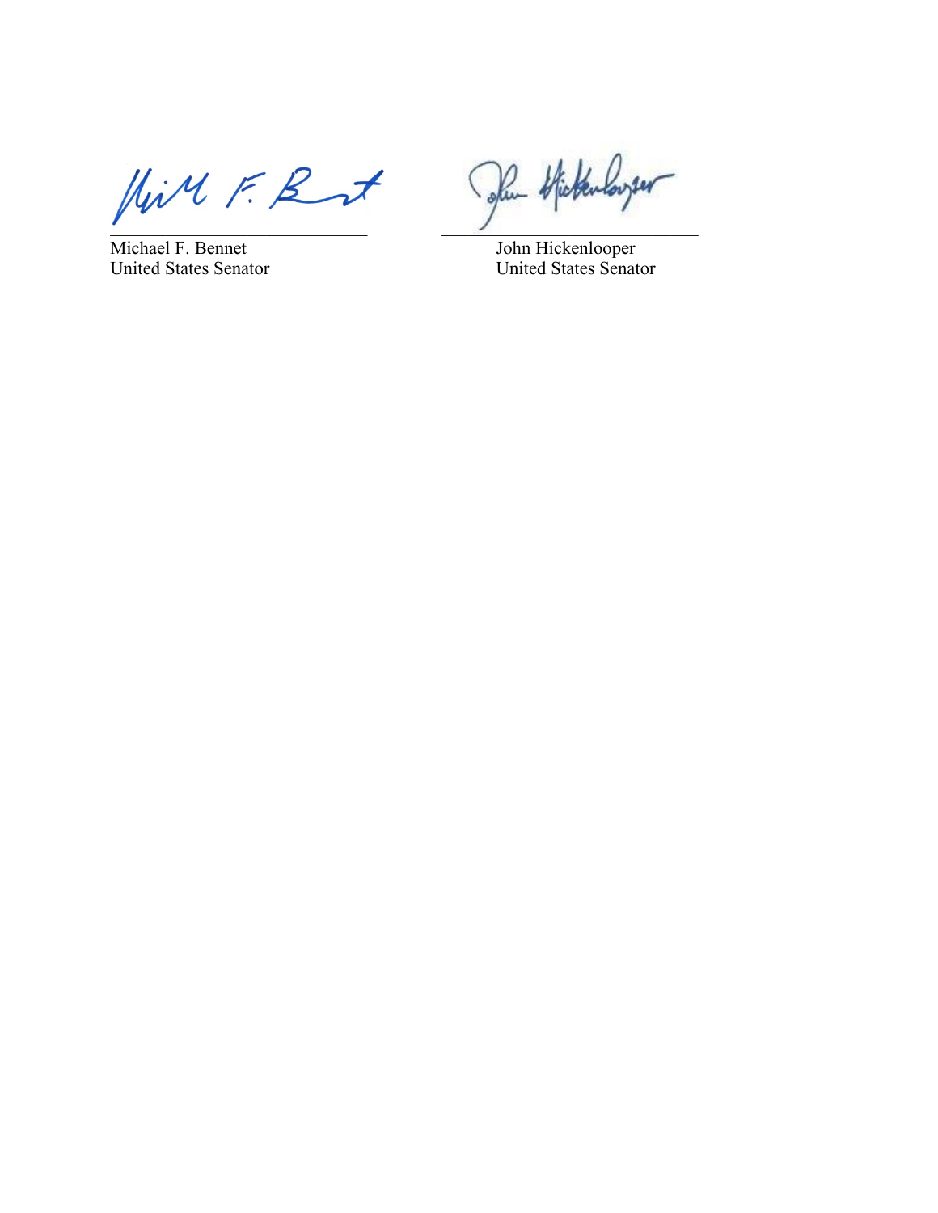Michael F. Bennet
United States Senator

John Hickenlooper
United States Senator